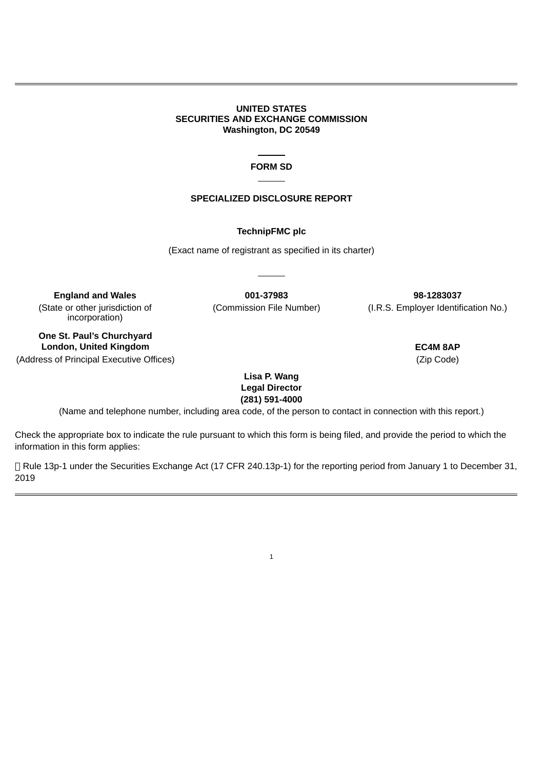**UNITED STATES**
**SECURITIES AND EXCHANGE COMMISSION**
**Washington, DC 20549**

---

# FORM SD

---

## SPECIALIZED DISCLOSURE REPORT

**TechnipFMC plc**

(Exact name of registrant as specified in its charter)

---

| **England and Wales** | **001-37983** | **98-1283037** |
|---|---|---|
| (State or other jurisdiction of incorporation) | (Commission File Number) | (I.R.S. Employer Identification No.) |

| **One St. Paul's Churchyard London, United Kingdom** | **EC4M 8AP** |
|---|---|
| (Address of Principal Executive Offices) | (Zip Code) |

**Lisa P. Wang**
**Legal Director**
**(281) 591-4000**

(Name and telephone number, including area code, of the person to contact in connection with this report.)

Check the appropriate box to indicate the rule pursuant to which this form is being filed, and provide the period to which the information in this form applies:

☒ Rule 13p-1 under the Securities Exchange Act (17 CFR 240.13p-1) for the reporting period from January 1 to December 31, 2019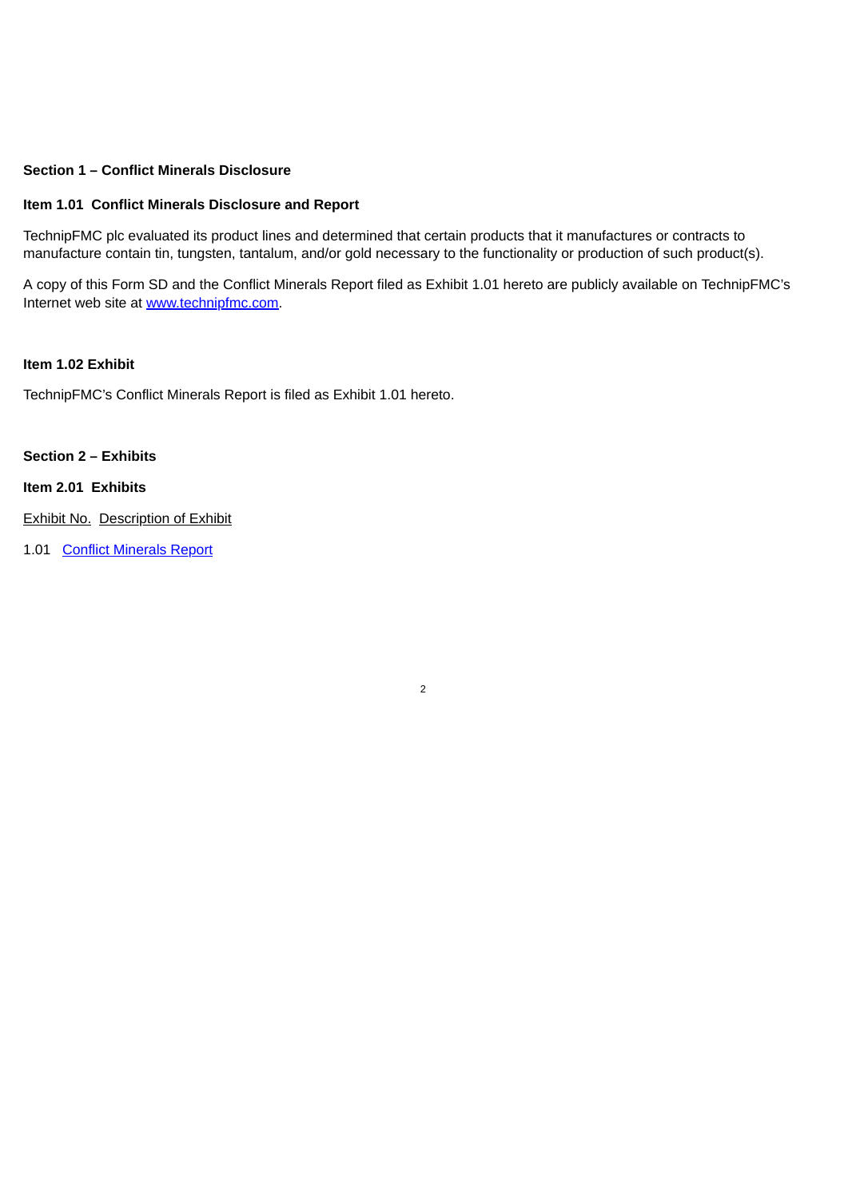**Section 1 – Conflict Minerals Disclosure**

**Item 1.01 Conflict Minerals Disclosure and Report**

TechnipFMC plc evaluated its product lines and determined that certain products that it manufactures or contracts to manufacture contain tin, tungsten, tantalum, and/or gold necessary to the functionality or production of such product(s).

A copy of this Form SD and the Conflict Minerals Report filed as Exhibit 1.01 hereto are publicly available on TechnipFMC's Internet web site at www.technipfmc.com.

**Item 1.02 Exhibit**

TechnipFMC's Conflict Minerals Report is filed as Exhibit 1.01 hereto.

**Section 2 – Exhibits**

**Item 2.01 Exhibits**

| Exhibit No. | Description of Exhibit |
| --- | --- |
| 1.01 | Conflict Minerals Report |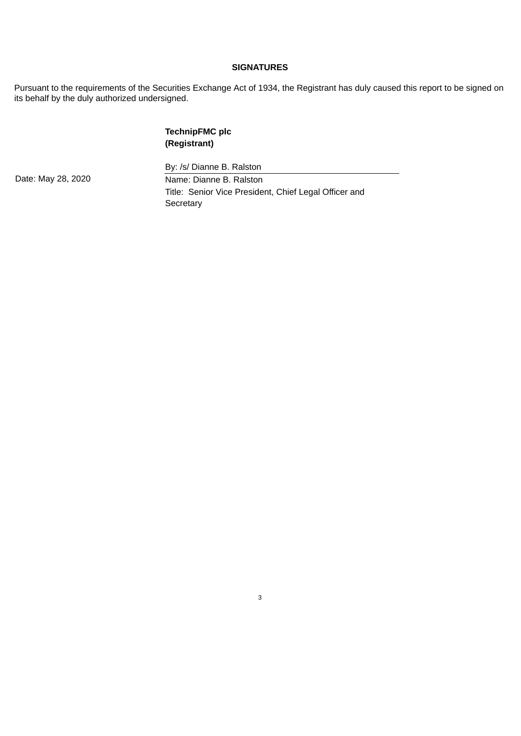**SIGNATURES**

Pursuant to the requirements of the Securities Exchange Act of 1934, the Registrant has duly caused this report to be signed on its behalf by the duly authorized undersigned.

**TechnipFMC plc**
**(Registrant)**

| | |
|---|---|
| | By: /s/ Dianne B. Ralston |
| Date: May 28, 2020 | Name: Dianne B. Ralston |
| | Title: Senior Vice President, Chief Legal Officer and Secretary |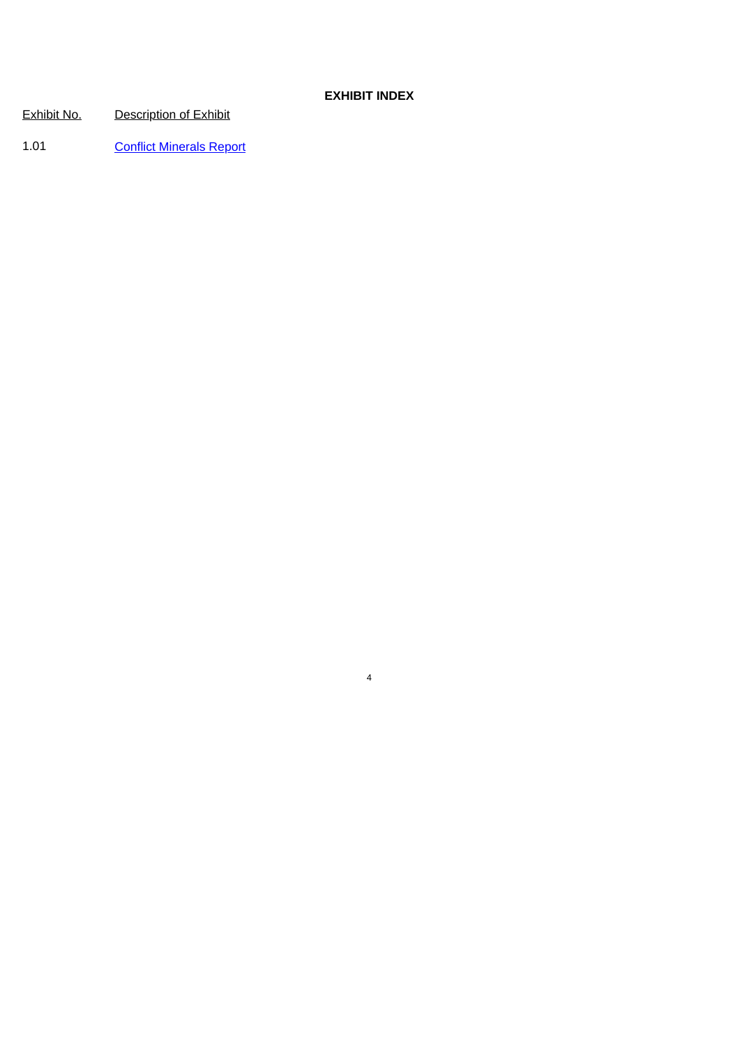## EXHIBIT INDEX

| Exhibit No. | Description of Exhibit |
| --- | --- |
| 1.01 | Conflict Minerals Report |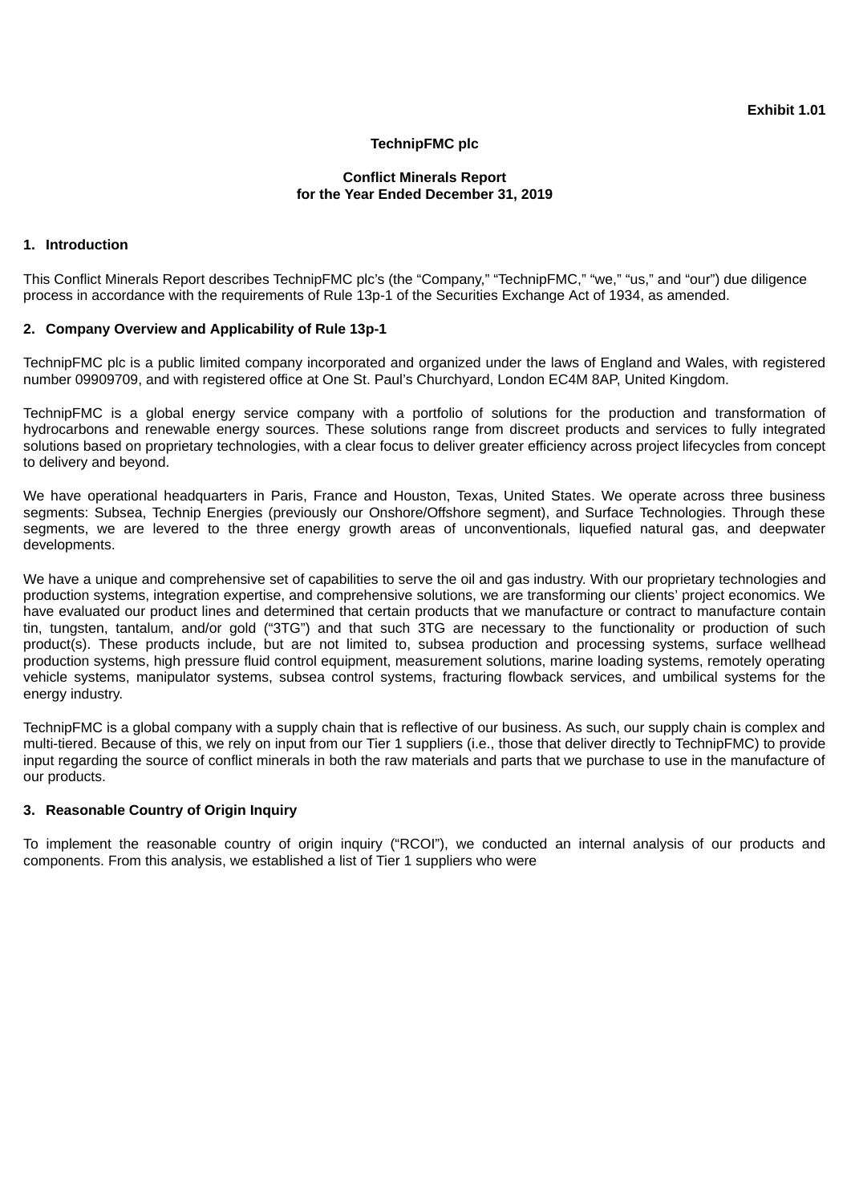**Exhibit 1.01**

**TechnipFMC plc**

**Conflict Minerals Report**
**for the Year Ended December 31, 2019**

## 1. Introduction

This Conflict Minerals Report describes TechnipFMC plc's (the "Company," "TechnipFMC," "we," "us," and "our") due diligence process in accordance with the requirements of Rule 13p-1 of the Securities Exchange Act of 1934, as amended.

## 2. Company Overview and Applicability of Rule 13p-1

TechnipFMC plc is a public limited company incorporated and organized under the laws of England and Wales, with registered number 09909709, and with registered office at One St. Paul's Churchyard, London EC4M 8AP, United Kingdom.

TechnipFMC is a global energy service company with a portfolio of solutions for the production and transformation of hydrocarbons and renewable energy sources. These solutions range from discreet products and services to fully integrated solutions based on proprietary technologies, with a clear focus to deliver greater efficiency across project lifecycles from concept to delivery and beyond.

We have operational headquarters in Paris, France and Houston, Texas, United States. We operate across three business segments: Subsea, Technip Energies (previously our Onshore/Offshore segment), and Surface Technologies. Through these segments, we are levered to the three energy growth areas of unconventionals, liquefied natural gas, and deepwater developments.

We have a unique and comprehensive set of capabilities to serve the oil and gas industry. With our proprietary technologies and production systems, integration expertise, and comprehensive solutions, we are transforming our clients' project economics. We have evaluated our product lines and determined that certain products that we manufacture or contract to manufacture contain tin, tungsten, tantalum, and/or gold ("3TG") and that such 3TG are necessary to the functionality or production of such product(s). These products include, but are not limited to, subsea production and processing systems, surface wellhead production systems, high pressure fluid control equipment, measurement solutions, marine loading systems, remotely operating vehicle systems, manipulator systems, subsea control systems, fracturing flowback services, and umbilical systems for the energy industry.

TechnipFMC is a global company with a supply chain that is reflective of our business. As such, our supply chain is complex and multi-tiered. Because of this, we rely on input from our Tier 1 suppliers (i.e., those that deliver directly to TechnipFMC) to provide input regarding the source of conflict minerals in both the raw materials and parts that we purchase to use in the manufacture of our products.

## 3. Reasonable Country of Origin Inquiry

To implement the reasonable country of origin inquiry ("RCOI"), we conducted an internal analysis of our products and components. From this analysis, we established a list of Tier 1 suppliers who were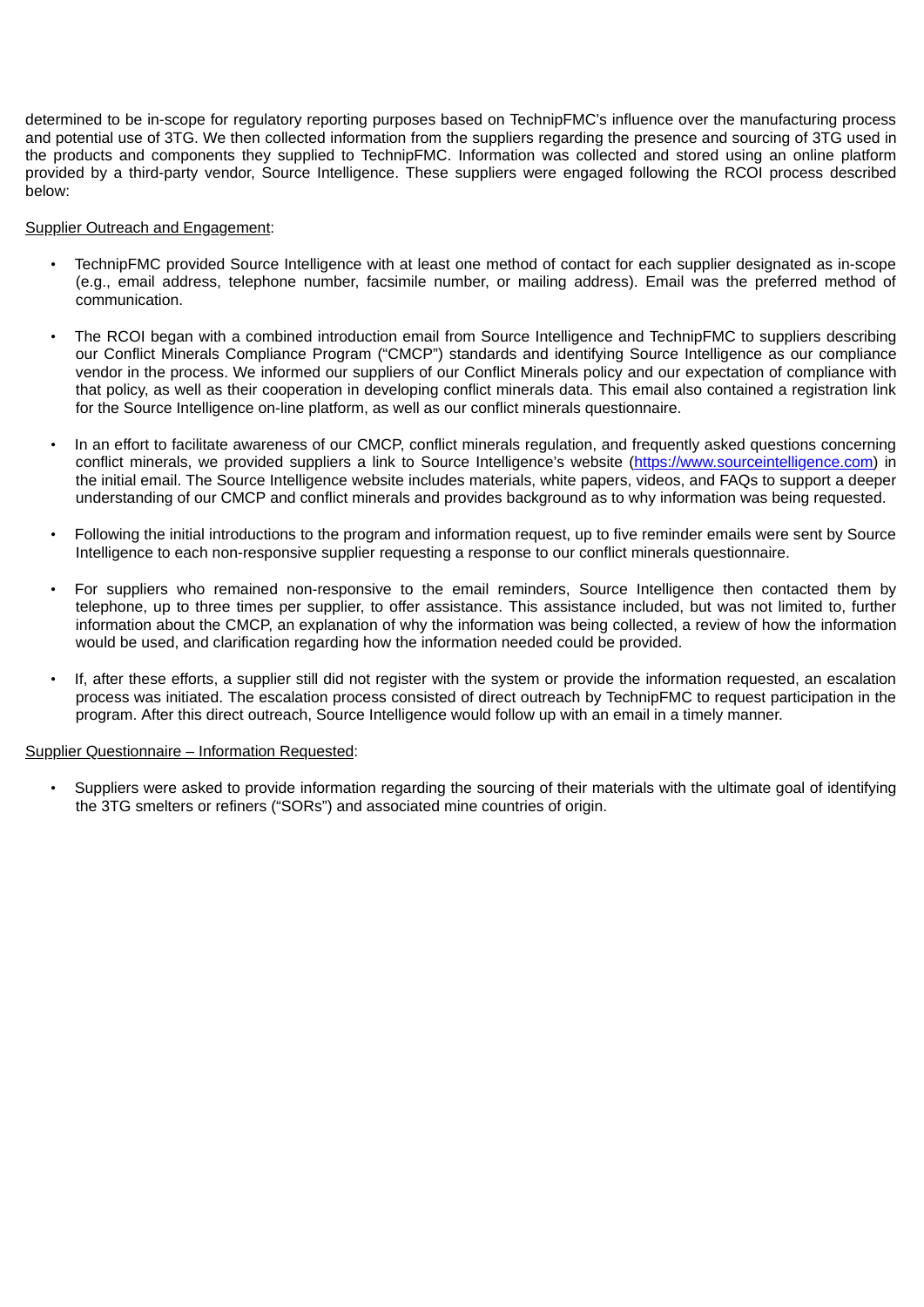determined to be in-scope for regulatory reporting purposes based on TechnipFMC's influence over the manufacturing process and potential use of 3TG. We then collected information from the suppliers regarding the presence and sourcing of 3TG used in the products and components they supplied to TechnipFMC. Information was collected and stored using an online platform provided by a third-party vendor, Source Intelligence. These suppliers were engaged following the RCOI process described below:

Supplier Outreach and Engagement:

- TechnipFMC provided Source Intelligence with at least one method of contact for each supplier designated as in-scope (e.g., email address, telephone number, facsimile number, or mailing address). Email was the preferred method of communication.

- The RCOI began with a combined introduction email from Source Intelligence and TechnipFMC to suppliers describing our Conflict Minerals Compliance Program ("CMCP") standards and identifying Source Intelligence as our compliance vendor in the process. We informed our suppliers of our Conflict Minerals policy and our expectation of compliance with that policy, as well as their cooperation in developing conflict minerals data. This email also contained a registration link for the Source Intelligence on-line platform, as well as our conflict minerals questionnaire.

- In an effort to facilitate awareness of our CMCP, conflict minerals regulation, and frequently asked questions concerning conflict minerals, we provided suppliers a link to Source Intelligence's website (https://www.sourceintelligence.com) in the initial email. The Source Intelligence website includes materials, white papers, videos, and FAQs to support a deeper understanding of our CMCP and conflict minerals and provides background as to why information was being requested.

- Following the initial introductions to the program and information request, up to five reminder emails were sent by Source Intelligence to each non-responsive supplier requesting a response to our conflict minerals questionnaire.

- For suppliers who remained non-responsive to the email reminders, Source Intelligence then contacted them by telephone, up to three times per supplier, to offer assistance. This assistance included, but was not limited to, further information about the CMCP, an explanation of why the information was being collected, a review of how the information would be used, and clarification regarding how the information needed could be provided.

- If, after these efforts, a supplier still did not register with the system or provide the information requested, an escalation process was initiated. The escalation process consisted of direct outreach by TechnipFMC to request participation in the program. After this direct outreach, Source Intelligence would follow up with an email in a timely manner.

Supplier Questionnaire – Information Requested:

- Suppliers were asked to provide information regarding the sourcing of their materials with the ultimate goal of identifying the 3TG smelters or refiners ("SORs") and associated mine countries of origin.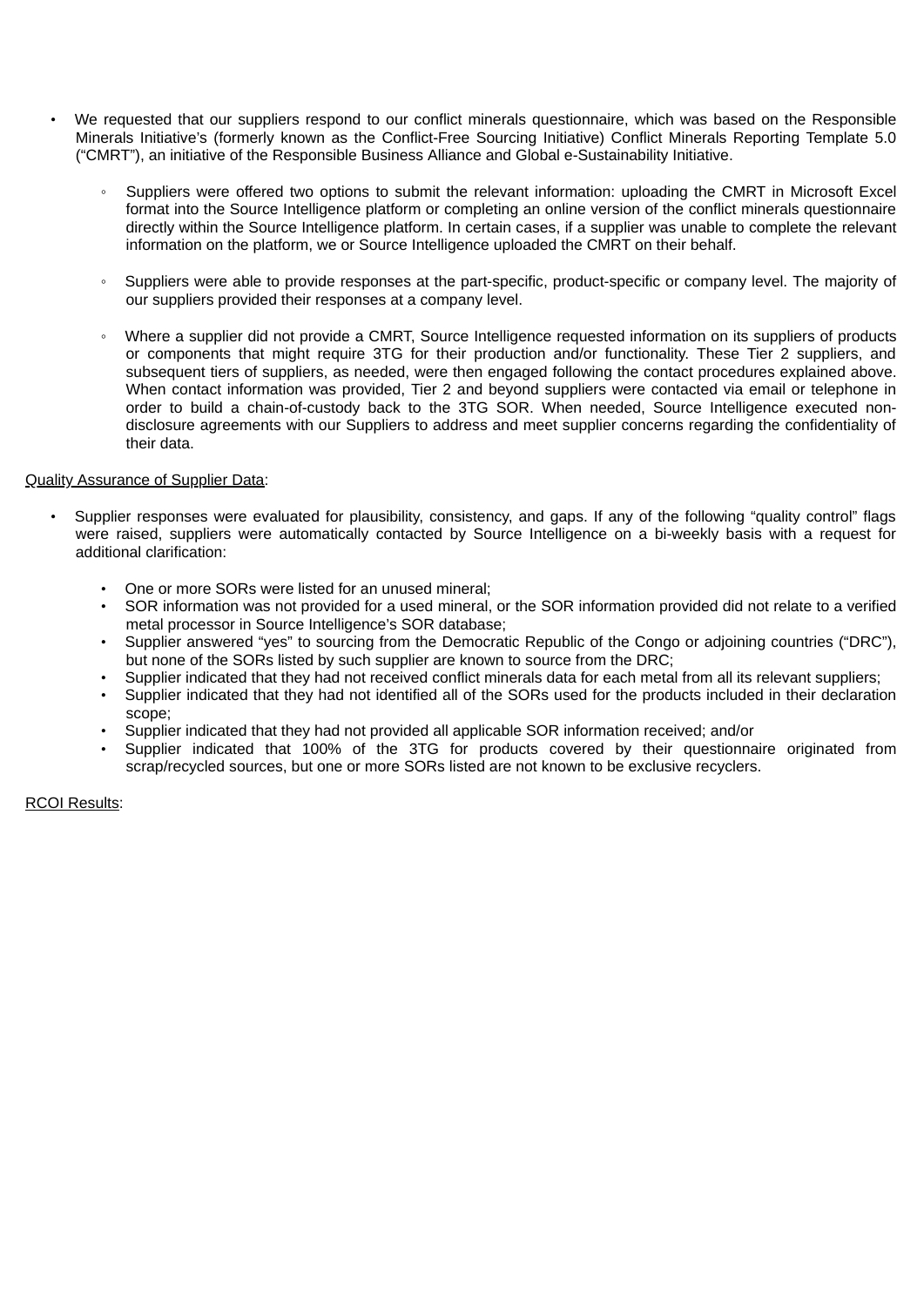- We requested that our suppliers respond to our conflict minerals questionnaire, which was based on the Responsible Minerals Initiative's (formerly known as the Conflict-Free Sourcing Initiative) Conflict Minerals Reporting Template 5.0 ("CMRT"), an initiative of the Responsible Business Alliance and Global e-Sustainability Initiative.

    - Suppliers were offered two options to submit the relevant information: uploading the CMRT in Microsoft Excel format into the Source Intelligence platform or completing an online version of the conflict minerals questionnaire directly within the Source Intelligence platform. In certain cases, if a supplier was unable to complete the relevant information on the platform, we or Source Intelligence uploaded the CMRT on their behalf.

    - Suppliers were able to provide responses at the part-specific, product-specific or company level. The majority of our suppliers provided their responses at a company level.

    - Where a supplier did not provide a CMRT, Source Intelligence requested information on its suppliers of products or components that might require 3TG for their production and/or functionality. These Tier 2 suppliers, and subsequent tiers of suppliers, as needed, were then engaged following the contact procedures explained above. When contact information was provided, Tier 2 and beyond suppliers were contacted via email or telephone in order to build a chain-of-custody back to the 3TG SOR. When needed, Source Intelligence executed non-disclosure agreements with our Suppliers to address and meet supplier concerns regarding the confidentiality of their data.

<u>Quality Assurance of Supplier Data</u>:

- Supplier responses were evaluated for plausibility, consistency, and gaps. If any of the following "quality control" flags were raised, suppliers were automatically contacted by Source Intelligence on a bi-weekly basis with a request for additional clarification:

    - One or more SORs were listed for an unused mineral;
    - SOR information was not provided for a used mineral, or the SOR information provided did not relate to a verified metal processor in Source Intelligence's SOR database;
    - Supplier answered "yes" to sourcing from the Democratic Republic of the Congo or adjoining countries ("DRC"), but none of the SORs listed by such supplier are known to source from the DRC;
    - Supplier indicated that they had not received conflict minerals data for each metal from all its relevant suppliers;
    - Supplier indicated that they had not identified all of the SORs used for the products included in their declaration scope;
    - Supplier indicated that they had not provided all applicable SOR information received; and/or
    - Supplier indicated that 100% of the 3TG for products covered by their questionnaire originated from scrap/recycled sources, but one or more SORs listed are not known to be exclusive recyclers.

<u>RCOI Results</u>: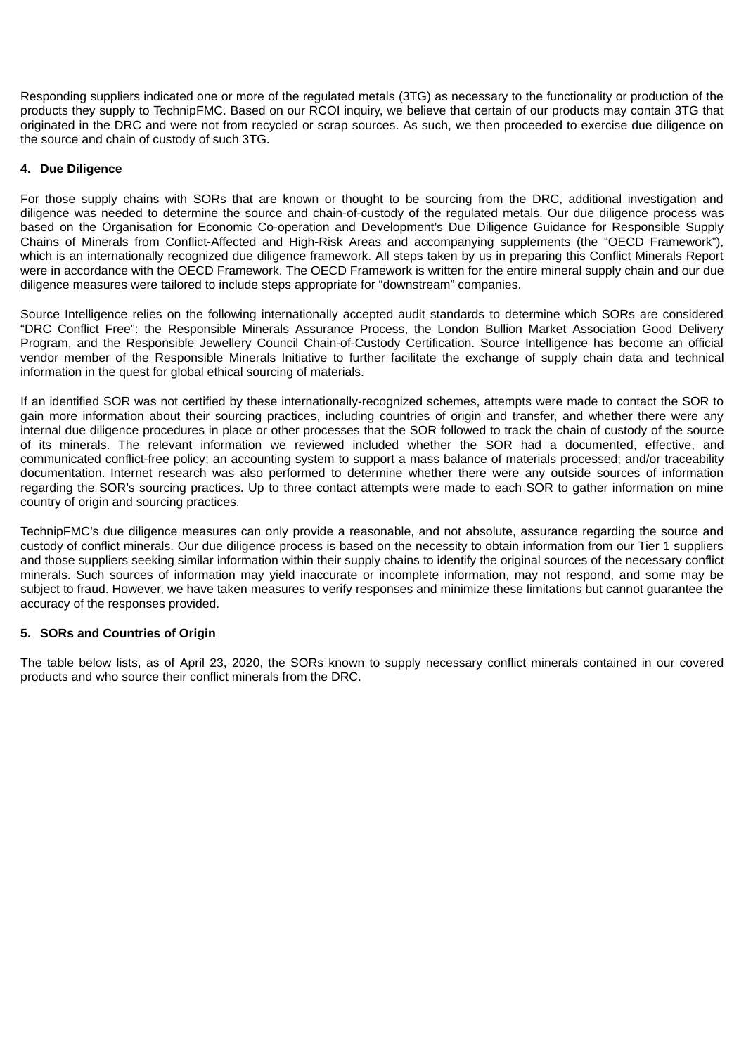Responding suppliers indicated one or more of the regulated metals (3TG) as necessary to the functionality or production of the products they supply to TechnipFMC. Based on our RCOI inquiry, we believe that certain of our products may contain 3TG that originated in the DRC and were not from recycled or scrap sources. As such, we then proceeded to exercise due diligence on the source and chain of custody of such 3TG.

## 4. Due Diligence

For those supply chains with SORs that are known or thought to be sourcing from the DRC, additional investigation and diligence was needed to determine the source and chain-of-custody of the regulated metals. Our due diligence process was based on the Organisation for Economic Co-operation and Development's Due Diligence Guidance for Responsible Supply Chains of Minerals from Conflict-Affected and High-Risk Areas and accompanying supplements (the "OECD Framework"), which is an internationally recognized due diligence framework. All steps taken by us in preparing this Conflict Minerals Report were in accordance with the OECD Framework. The OECD Framework is written for the entire mineral supply chain and our due diligence measures were tailored to include steps appropriate for "downstream" companies.

Source Intelligence relies on the following internationally accepted audit standards to determine which SORs are considered "DRC Conflict Free": the Responsible Minerals Assurance Process, the London Bullion Market Association Good Delivery Program, and the Responsible Jewellery Council Chain-of-Custody Certification. Source Intelligence has become an official vendor member of the Responsible Minerals Initiative to further facilitate the exchange of supply chain data and technical information in the quest for global ethical sourcing of materials.

If an identified SOR was not certified by these internationally-recognized schemes, attempts were made to contact the SOR to gain more information about their sourcing practices, including countries of origin and transfer, and whether there were any internal due diligence procedures in place or other processes that the SOR followed to track the chain of custody of the source of its minerals. The relevant information we reviewed included whether the SOR had a documented, effective, and communicated conflict-free policy; an accounting system to support a mass balance of materials processed; and/or traceability documentation. Internet research was also performed to determine whether there were any outside sources of information regarding the SOR's sourcing practices. Up to three contact attempts were made to each SOR to gather information on mine country of origin and sourcing practices.

TechnipFMC's due diligence measures can only provide a reasonable, and not absolute, assurance regarding the source and custody of conflict minerals. Our due diligence process is based on the necessity to obtain information from our Tier 1 suppliers and those suppliers seeking similar information within their supply chains to identify the original sources of the necessary conflict minerals. Such sources of information may yield inaccurate or incomplete information, may not respond, and some may be subject to fraud. However, we have taken measures to verify responses and minimize these limitations but cannot guarantee the accuracy of the responses provided.

## 5. SORs and Countries of Origin

The table below lists, as of April 23, 2020, the SORs known to supply necessary conflict minerals contained in our covered products and who source their conflict minerals from the DRC.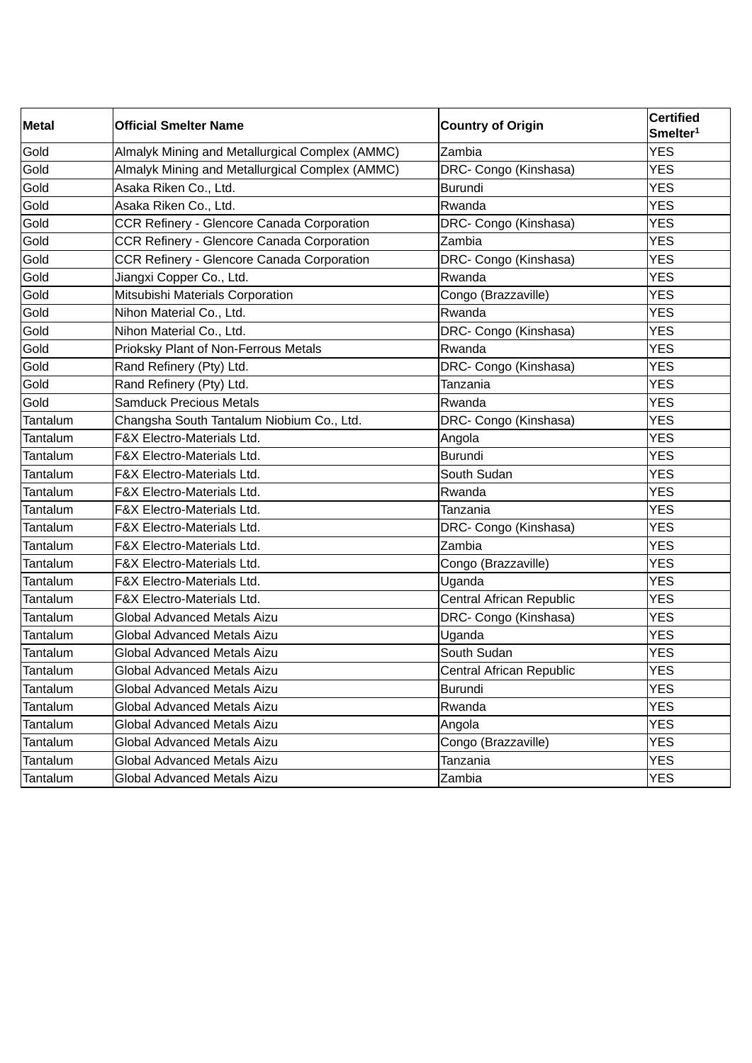| Metal | Official Smelter Name | Country of Origin | Certified Smelter[1] |
|---|---|---|---|
| Gold | Almalyk Mining and Metallurgical Complex (AMMC) | Zambia | YES |
| Gold | Almalyk Mining and Metallurgical Complex (AMMC) | DRC- Congo (Kinshasa) | YES |
| Gold | Asaka Riken Co., Ltd. | Burundi | YES |
| Gold | Asaka Riken Co., Ltd. | Rwanda | YES |
| Gold | CCR Refinery - Glencore Canada Corporation | DRC- Congo (Kinshasa) | YES |
| Gold | CCR Refinery - Glencore Canada Corporation | Zambia | YES |
| Gold | CCR Refinery - Glencore Canada Corporation | DRC- Congo (Kinshasa) | YES |
| Gold | Jiangxi Copper Co., Ltd. | Rwanda | YES |
| Gold | Mitsubishi Materials Corporation | Congo (Brazzaville) | YES |
| Gold | Nihon Material Co., Ltd. | Rwanda | YES |
| Gold | Nihon Material Co., Ltd. | DRC- Congo (Kinshasa) | YES |
| Gold | Prioksky Plant of Non-Ferrous Metals | Rwanda | YES |
| Gold | Rand Refinery (Pty) Ltd. | DRC- Congo (Kinshasa) | YES |
| Gold | Rand Refinery (Pty) Ltd. | Tanzania | YES |
| Gold | Samduck Precious Metals | Rwanda | YES |
| Tantalum | Changsha South Tantalum Niobium Co., Ltd. | DRC- Congo (Kinshasa) | YES |
| Tantalum | F&X Electro-Materials Ltd. | Angola | YES |
| Tantalum | F&X Electro-Materials Ltd. | Burundi | YES |
| Tantalum | F&X Electro-Materials Ltd. | South Sudan | YES |
| Tantalum | F&X Electro-Materials Ltd. | Rwanda | YES |
| Tantalum | F&X Electro-Materials Ltd. | Tanzania | YES |
| Tantalum | F&X Electro-Materials Ltd. | DRC- Congo (Kinshasa) | YES |
| Tantalum | F&X Electro-Materials Ltd. | Zambia | YES |
| Tantalum | F&X Electro-Materials Ltd. | Congo (Brazzaville) | YES |
| Tantalum | F&X Electro-Materials Ltd. | Uganda | YES |
| Tantalum | F&X Electro-Materials Ltd. | Central African Republic | YES |
| Tantalum | Global Advanced Metals Aizu | DRC- Congo (Kinshasa) | YES |
| Tantalum | Global Advanced Metals Aizu | Uganda | YES |
| Tantalum | Global Advanced Metals Aizu | South Sudan | YES |
| Tantalum | Global Advanced Metals Aizu | Central African Republic | YES |
| Tantalum | Global Advanced Metals Aizu | Burundi | YES |
| Tantalum | Global Advanced Metals Aizu | Rwanda | YES |
| Tantalum | Global Advanced Metals Aizu | Angola | YES |
| Tantalum | Global Advanced Metals Aizu | Congo (Brazzaville) | YES |
| Tantalum | Global Advanced Metals Aizu | Tanzania | YES |
| Tantalum | Global Advanced Metals Aizu | Zambia | YES |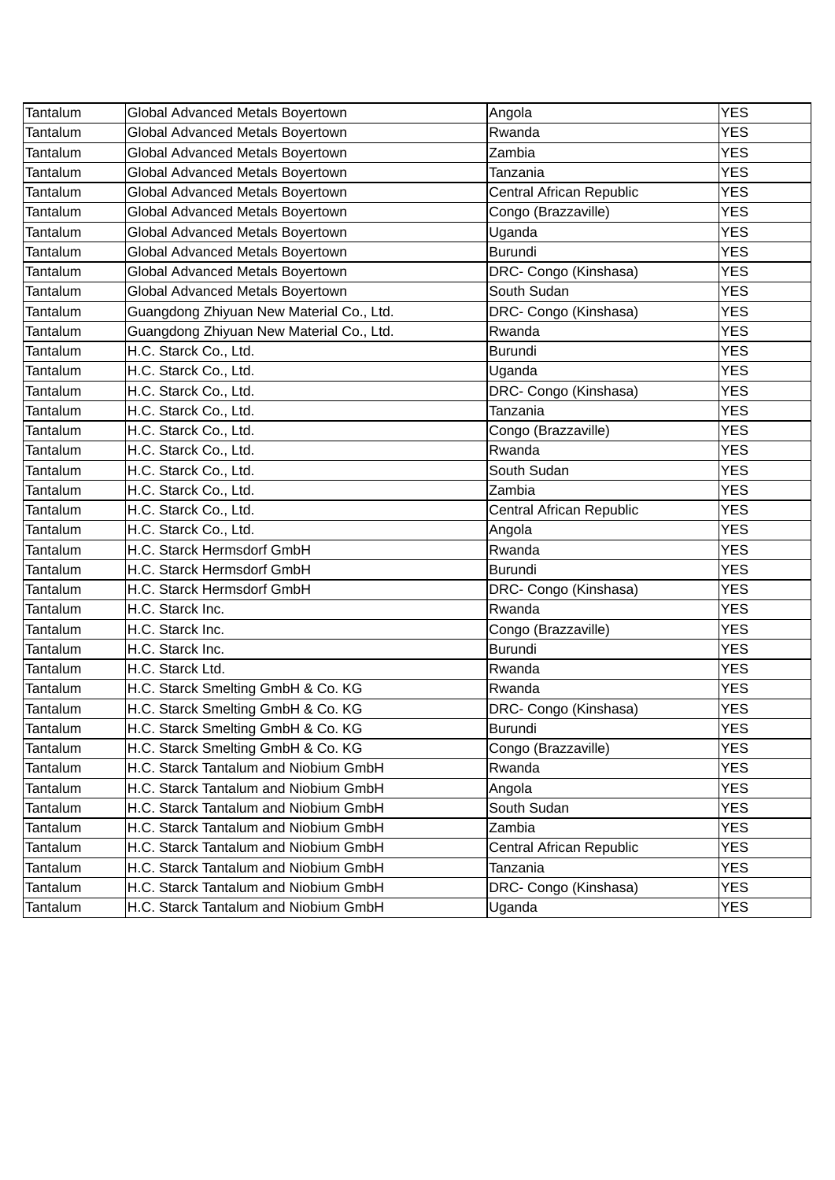| | | | |
|---|---|---|---|
| Tantalum | Global Advanced Metals Boyertown | Angola | YES |
| Tantalum | Global Advanced Metals Boyertown | Rwanda | YES |
| Tantalum | Global Advanced Metals Boyertown | Zambia | YES |
| Tantalum | Global Advanced Metals Boyertown | Tanzania | YES |
| Tantalum | Global Advanced Metals Boyertown | Central African Republic | YES |
| Tantalum | Global Advanced Metals Boyertown | Congo (Brazzaville) | YES |
| Tantalum | Global Advanced Metals Boyertown | Uganda | YES |
| Tantalum | Global Advanced Metals Boyertown | Burundi | YES |
| Tantalum | Global Advanced Metals Boyertown | DRC- Congo (Kinshasa) | YES |
| Tantalum | Global Advanced Metals Boyertown | South Sudan | YES |
| Tantalum | Guangdong Zhiyuan New Material Co., Ltd. | DRC- Congo (Kinshasa) | YES |
| Tantalum | Guangdong Zhiyuan New Material Co., Ltd. | Rwanda | YES |
| Tantalum | H.C. Starck Co., Ltd. | Burundi | YES |
| Tantalum | H.C. Starck Co., Ltd. | Uganda | YES |
| Tantalum | H.C. Starck Co., Ltd. | DRC- Congo (Kinshasa) | YES |
| Tantalum | H.C. Starck Co., Ltd. | Tanzania | YES |
| Tantalum | H.C. Starck Co., Ltd. | Congo (Brazzaville) | YES |
| Tantalum | H.C. Starck Co., Ltd. | Rwanda | YES |
| Tantalum | H.C. Starck Co., Ltd. | South Sudan | YES |
| Tantalum | H.C. Starck Co., Ltd. | Zambia | YES |
| Tantalum | H.C. Starck Co., Ltd. | Central African Republic | YES |
| Tantalum | H.C. Starck Co., Ltd. | Angola | YES |
| Tantalum | H.C. Starck Hermsdorf GmbH | Rwanda | YES |
| Tantalum | H.C. Starck Hermsdorf GmbH | Burundi | YES |
| Tantalum | H.C. Starck Hermsdorf GmbH | DRC- Congo (Kinshasa) | YES |
| Tantalum | H.C. Starck Inc. | Rwanda | YES |
| Tantalum | H.C. Starck Inc. | Congo (Brazzaville) | YES |
| Tantalum | H.C. Starck Inc. | Burundi | YES |
| Tantalum | H.C. Starck Ltd. | Rwanda | YES |
| Tantalum | H.C. Starck Smelting GmbH & Co. KG | Rwanda | YES |
| Tantalum | H.C. Starck Smelting GmbH & Co. KG | DRC- Congo (Kinshasa) | YES |
| Tantalum | H.C. Starck Smelting GmbH & Co. KG | Burundi | YES |
| Tantalum | H.C. Starck Smelting GmbH & Co. KG | Congo (Brazzaville) | YES |
| Tantalum | H.C. Starck Tantalum and Niobium GmbH | Rwanda | YES |
| Tantalum | H.C. Starck Tantalum and Niobium GmbH | Angola | YES |
| Tantalum | H.C. Starck Tantalum and Niobium GmbH | South Sudan | YES |
| Tantalum | H.C. Starck Tantalum and Niobium GmbH | Zambia | YES |
| Tantalum | H.C. Starck Tantalum and Niobium GmbH | Central African Republic | YES |
| Tantalum | H.C. Starck Tantalum and Niobium GmbH | Tanzania | YES |
| Tantalum | H.C. Starck Tantalum and Niobium GmbH | DRC- Congo (Kinshasa) | YES |
| Tantalum | H.C. Starck Tantalum and Niobium GmbH | Uganda | YES |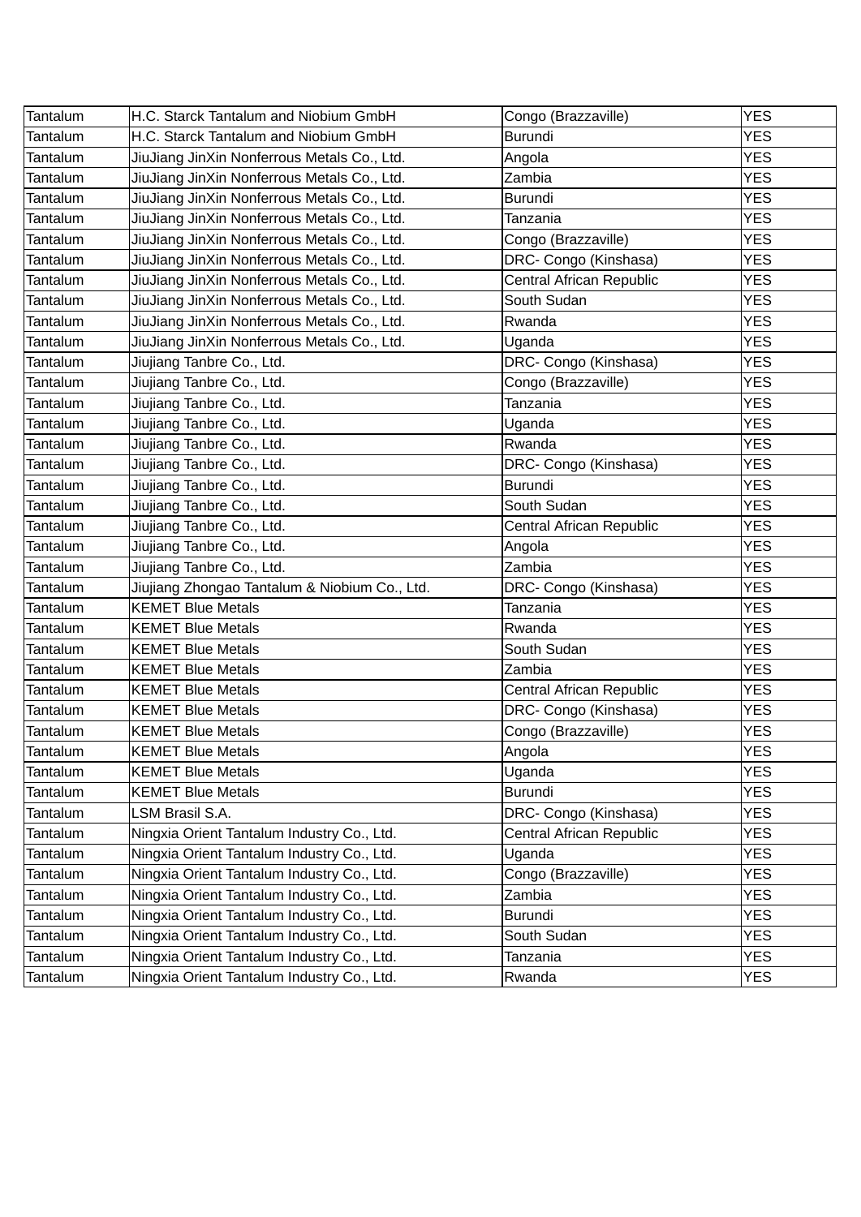| | | | |
|---|---|---|---|
| Tantalum | H.C. Starck Tantalum and Niobium GmbH | Congo (Brazzaville) | YES |
| Tantalum | H.C. Starck Tantalum and Niobium GmbH | Burundi | YES |
| Tantalum | JiuJiang JinXin Nonferrous Metals Co., Ltd. | Angola | YES |
| Tantalum | JiuJiang JinXin Nonferrous Metals Co., Ltd. | Zambia | YES |
| Tantalum | JiuJiang JinXin Nonferrous Metals Co., Ltd. | Burundi | YES |
| Tantalum | JiuJiang JinXin Nonferrous Metals Co., Ltd. | Tanzania | YES |
| Tantalum | JiuJiang JinXin Nonferrous Metals Co., Ltd. | Congo (Brazzaville) | YES |
| Tantalum | JiuJiang JinXin Nonferrous Metals Co., Ltd. | DRC- Congo (Kinshasa) | YES |
| Tantalum | JiuJiang JinXin Nonferrous Metals Co., Ltd. | Central African Republic | YES |
| Tantalum | JiuJiang JinXin Nonferrous Metals Co., Ltd. | South Sudan | YES |
| Tantalum | JiuJiang JinXin Nonferrous Metals Co., Ltd. | Rwanda | YES |
| Tantalum | JiuJiang JinXin Nonferrous Metals Co., Ltd. | Uganda | YES |
| Tantalum | Jiujiang Tanbre Co., Ltd. | DRC- Congo (Kinshasa) | YES |
| Tantalum | Jiujiang Tanbre Co., Ltd. | Congo (Brazzaville) | YES |
| Tantalum | Jiujiang Tanbre Co., Ltd. | Tanzania | YES |
| Tantalum | Jiujiang Tanbre Co., Ltd. | Uganda | YES |
| Tantalum | Jiujiang Tanbre Co., Ltd. | Rwanda | YES |
| Tantalum | Jiujiang Tanbre Co., Ltd. | DRC- Congo (Kinshasa) | YES |
| Tantalum | Jiujiang Tanbre Co., Ltd. | Burundi | YES |
| Tantalum | Jiujiang Tanbre Co., Ltd. | South Sudan | YES |
| Tantalum | Jiujiang Tanbre Co., Ltd. | Central African Republic | YES |
| Tantalum | Jiujiang Tanbre Co., Ltd. | Angola | YES |
| Tantalum | Jiujiang Tanbre Co., Ltd. | Zambia | YES |
| Tantalum | Jiujiang Zhongao Tantalum & Niobium Co., Ltd. | DRC- Congo (Kinshasa) | YES |
| Tantalum | KEMET Blue Metals | Tanzania | YES |
| Tantalum | KEMET Blue Metals | Rwanda | YES |
| Tantalum | KEMET Blue Metals | South Sudan | YES |
| Tantalum | KEMET Blue Metals | Zambia | YES |
| Tantalum | KEMET Blue Metals | Central African Republic | YES |
| Tantalum | KEMET Blue Metals | DRC- Congo (Kinshasa) | YES |
| Tantalum | KEMET Blue Metals | Congo (Brazzaville) | YES |
| Tantalum | KEMET Blue Metals | Angola | YES |
| Tantalum | KEMET Blue Metals | Uganda | YES |
| Tantalum | KEMET Blue Metals | Burundi | YES |
| Tantalum | LSM Brasil S.A. | DRC- Congo (Kinshasa) | YES |
| Tantalum | Ningxia Orient Tantalum Industry Co., Ltd. | Central African Republic | YES |
| Tantalum | Ningxia Orient Tantalum Industry Co., Ltd. | Uganda | YES |
| Tantalum | Ningxia Orient Tantalum Industry Co., Ltd. | Congo (Brazzaville) | YES |
| Tantalum | Ningxia Orient Tantalum Industry Co., Ltd. | Zambia | YES |
| Tantalum | Ningxia Orient Tantalum Industry Co., Ltd. | Burundi | YES |
| Tantalum | Ningxia Orient Tantalum Industry Co., Ltd. | South Sudan | YES |
| Tantalum | Ningxia Orient Tantalum Industry Co., Ltd. | Tanzania | YES |
| Tantalum | Ningxia Orient Tantalum Industry Co., Ltd. | Rwanda | YES |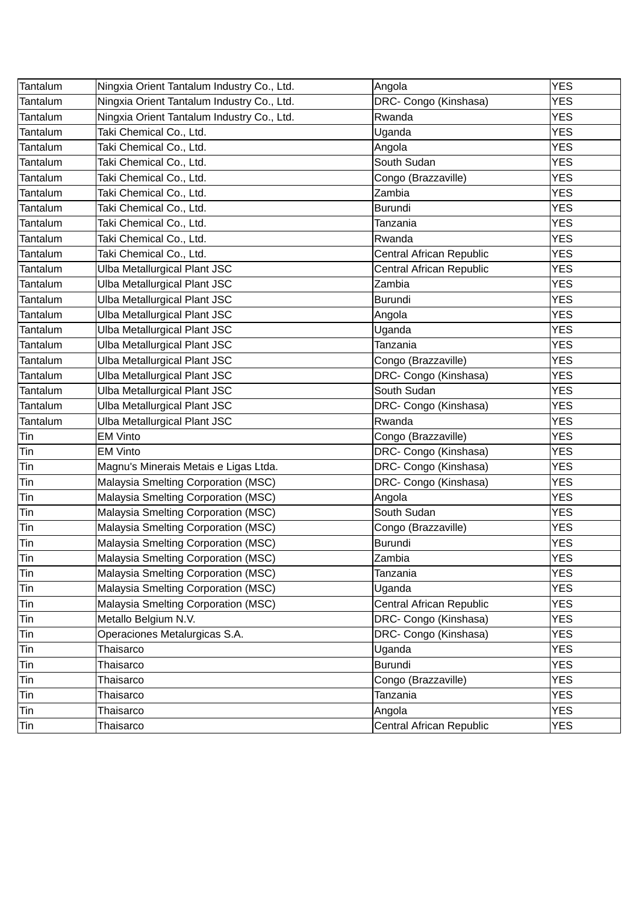| | | | |
|---|---|---|---|
| Tantalum | Ningxia Orient Tantalum Industry Co., Ltd. | Angola | YES |
| Tantalum | Ningxia Orient Tantalum Industry Co., Ltd. | DRC- Congo (Kinshasa) | YES |
| Tantalum | Ningxia Orient Tantalum Industry Co., Ltd. | Rwanda | YES |
| Tantalum | Taki Chemical Co., Ltd. | Uganda | YES |
| Tantalum | Taki Chemical Co., Ltd. | Angola | YES |
| Tantalum | Taki Chemical Co., Ltd. | South Sudan | YES |
| Tantalum | Taki Chemical Co., Ltd. | Congo (Brazzaville) | YES |
| Tantalum | Taki Chemical Co., Ltd. | Zambia | YES |
| Tantalum | Taki Chemical Co., Ltd. | Burundi | YES |
| Tantalum | Taki Chemical Co., Ltd. | Tanzania | YES |
| Tantalum | Taki Chemical Co., Ltd. | Rwanda | YES |
| Tantalum | Taki Chemical Co., Ltd. | Central African Republic | YES |
| Tantalum | Ulba Metallurgical Plant JSC | Central African Republic | YES |
| Tantalum | Ulba Metallurgical Plant JSC | Zambia | YES |
| Tantalum | Ulba Metallurgical Plant JSC | Burundi | YES |
| Tantalum | Ulba Metallurgical Plant JSC | Angola | YES |
| Tantalum | Ulba Metallurgical Plant JSC | Uganda | YES |
| Tantalum | Ulba Metallurgical Plant JSC | Tanzania | YES |
| Tantalum | Ulba Metallurgical Plant JSC | Congo (Brazzaville) | YES |
| Tantalum | Ulba Metallurgical Plant JSC | DRC- Congo (Kinshasa) | YES |
| Tantalum | Ulba Metallurgical Plant JSC | South Sudan | YES |
| Tantalum | Ulba Metallurgical Plant JSC | DRC- Congo (Kinshasa) | YES |
| Tantalum | Ulba Metallurgical Plant JSC | Rwanda | YES |
| Tin | EM Vinto | Congo (Brazzaville) | YES |
| Tin | EM Vinto | DRC- Congo (Kinshasa) | YES |
| Tin | Magnu's Minerais Metais e Ligas Ltda. | DRC- Congo (Kinshasa) | YES |
| Tin | Malaysia Smelting Corporation (MSC) | DRC- Congo (Kinshasa) | YES |
| Tin | Malaysia Smelting Corporation (MSC) | Angola | YES |
| Tin | Malaysia Smelting Corporation (MSC) | South Sudan | YES |
| Tin | Malaysia Smelting Corporation (MSC) | Congo (Brazzaville) | YES |
| Tin | Malaysia Smelting Corporation (MSC) | Burundi | YES |
| Tin | Malaysia Smelting Corporation (MSC) | Zambia | YES |
| Tin | Malaysia Smelting Corporation (MSC) | Tanzania | YES |
| Tin | Malaysia Smelting Corporation (MSC) | Uganda | YES |
| Tin | Malaysia Smelting Corporation (MSC) | Central African Republic | YES |
| Tin | Metallo Belgium N.V. | DRC- Congo (Kinshasa) | YES |
| Tin | Operaciones Metalurgicas S.A. | DRC- Congo (Kinshasa) | YES |
| Tin | Thaisarco | Uganda | YES |
| Tin | Thaisarco | Burundi | YES |
| Tin | Thaisarco | Congo (Brazzaville) | YES |
| Tin | Thaisarco | Tanzania | YES |
| Tin | Thaisarco | Angola | YES |
| Tin | Thaisarco | Central African Republic | YES |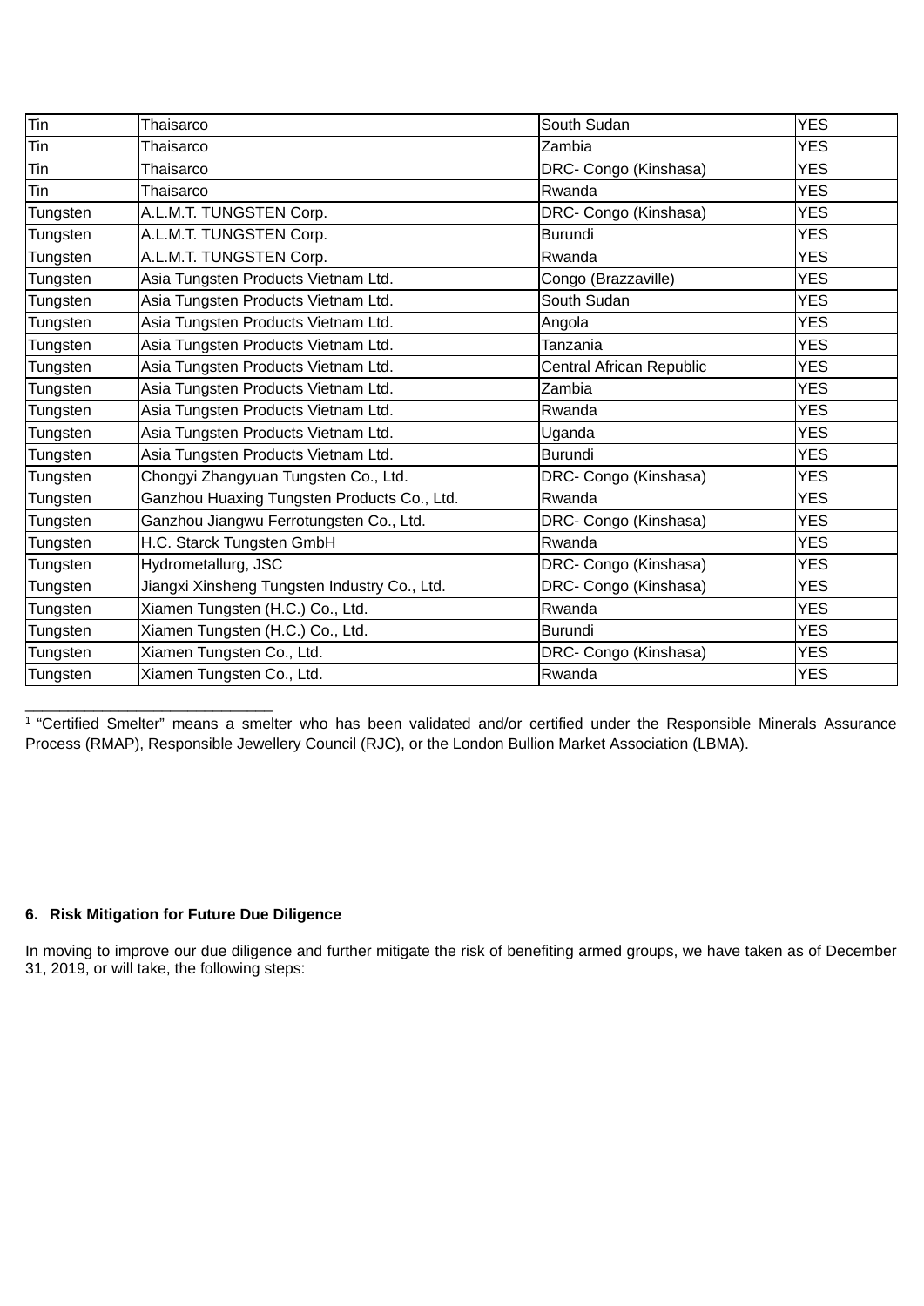| Tin | Thaisarco | South Sudan | YES |
|---|---|---|---|
| Tin | Thaisarco | Zambia | YES |
| Tin | Thaisarco | DRC- Congo (Kinshasa) | YES |
| Tin | Thaisarco | Rwanda | YES |
| Tungsten | A.L.M.T. TUNGSTEN Corp. | DRC- Congo (Kinshasa) | YES |
| Tungsten | A.L.M.T. TUNGSTEN Corp. | Burundi | YES |
| Tungsten | A.L.M.T. TUNGSTEN Corp. | Rwanda | YES |
| Tungsten | Asia Tungsten Products Vietnam Ltd. | Congo (Brazzaville) | YES |
| Tungsten | Asia Tungsten Products Vietnam Ltd. | South Sudan | YES |
| Tungsten | Asia Tungsten Products Vietnam Ltd. | Angola | YES |
| Tungsten | Asia Tungsten Products Vietnam Ltd. | Tanzania | YES |
| Tungsten | Asia Tungsten Products Vietnam Ltd. | Central African Republic | YES |
| Tungsten | Asia Tungsten Products Vietnam Ltd. | Zambia | YES |
| Tungsten | Asia Tungsten Products Vietnam Ltd. | Rwanda | YES |
| Tungsten | Asia Tungsten Products Vietnam Ltd. | Uganda | YES |
| Tungsten | Asia Tungsten Products Vietnam Ltd. | Burundi | YES |
| Tungsten | Chongyi Zhangyuan Tungsten Co., Ltd. | DRC- Congo (Kinshasa) | YES |
| Tungsten | Ganzhou Huaxing Tungsten Products Co., Ltd. | Rwanda | YES |
| Tungsten | Ganzhou Jiangwu Ferrotungsten Co., Ltd. | DRC- Congo (Kinshasa) | YES |
| Tungsten | H.C. Starck Tungsten GmbH | Rwanda | YES |
| Tungsten | Hydrometallurg, JSC | DRC- Congo (Kinshasa) | YES |
| Tungsten | Jiangxi Xinsheng Tungsten Industry Co., Ltd. | DRC- Congo (Kinshasa) | YES |
| Tungsten | Xiamen Tungsten (H.C.) Co., Ltd. | Rwanda | YES |
| Tungsten | Xiamen Tungsten (H.C.) Co., Ltd. | Burundi | YES |
| Tungsten | Xiamen Tungsten Co., Ltd. | DRC- Congo (Kinshasa) | YES |
| Tungsten | Xiamen Tungsten Co., Ltd. | Rwanda | YES |

[1] "Certified Smelter" means a smelter who has been validated and/or certified under the Responsible Minerals Assurance Process (RMAP), Responsible Jewellery Council (RJC), or the London Bullion Market Association (LBMA).

**6. Risk Mitigation for Future Due Diligence**

In moving to improve our due diligence and further mitigate the risk of benefiting armed groups, we have taken as of December 31, 2019, or will take, the following steps: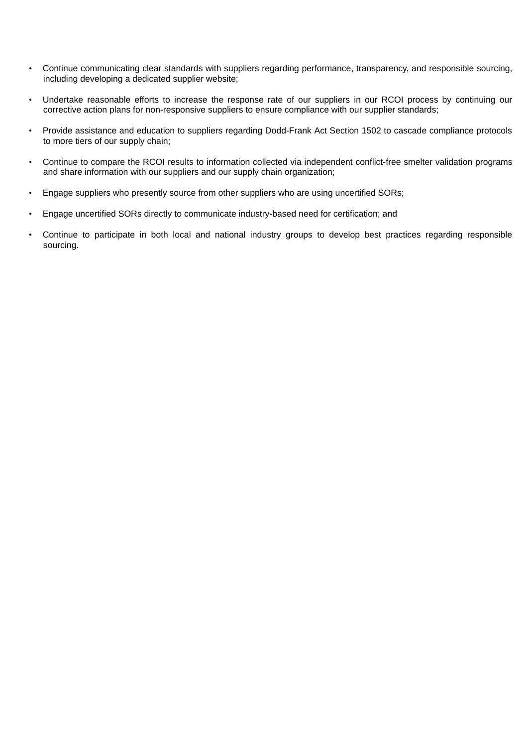- Continue communicating clear standards with suppliers regarding performance, transparency, and responsible sourcing, including developing a dedicated supplier website;
- Undertake reasonable efforts to increase the response rate of our suppliers in our RCOI process by continuing our corrective action plans for non-responsive suppliers to ensure compliance with our supplier standards;
- Provide assistance and education to suppliers regarding Dodd-Frank Act Section 1502 to cascade compliance protocols to more tiers of our supply chain;
- Continue to compare the RCOI results to information collected via independent conflict-free smelter validation programs and share information with our suppliers and our supply chain organization;
- Engage suppliers who presently source from other suppliers who are using uncertified SORs;
- Engage uncertified SORs directly to communicate industry-based need for certification; and
- Continue to participate in both local and national industry groups to develop best practices regarding responsible sourcing.